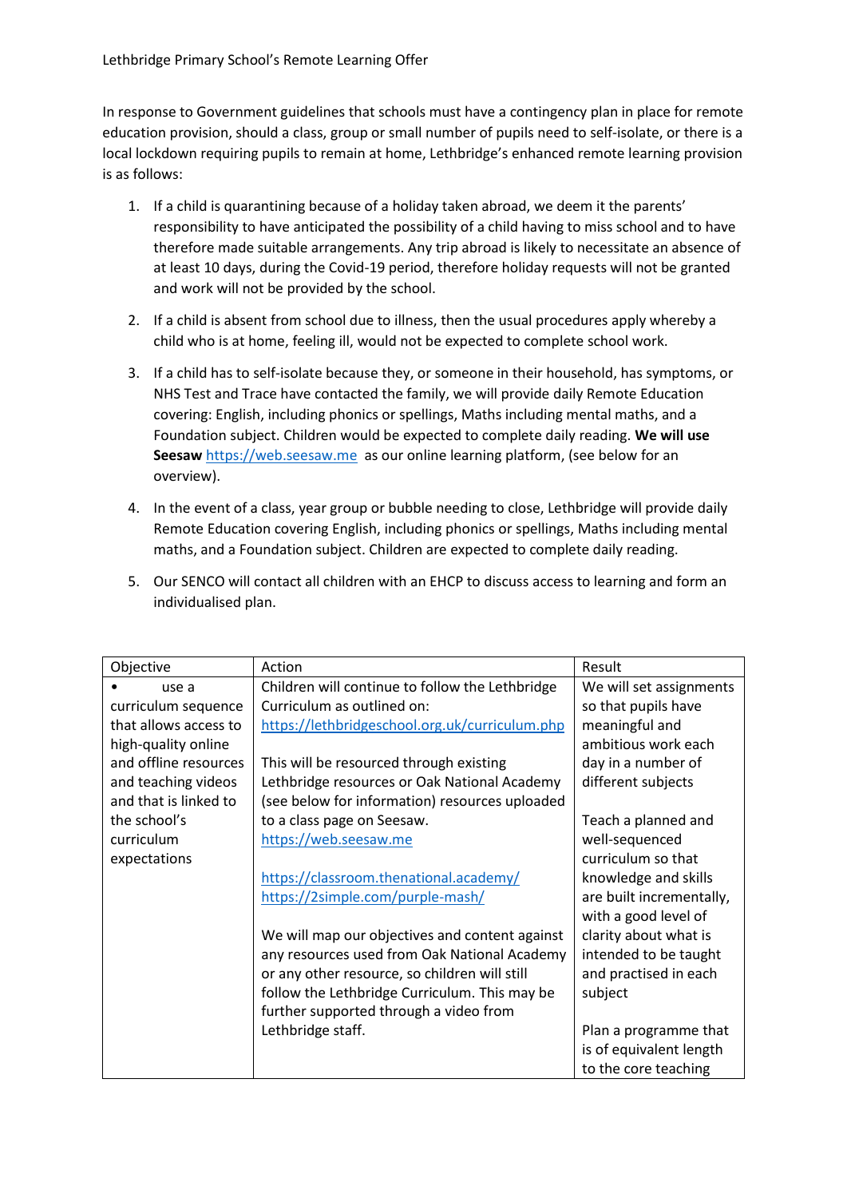# Lethbridge Primary School's Remote Learning Offer

In response to Government guidelines that schools must have a contingency plan in place for remote education provision, should a class, group or small number of pupils need to self-isolate, or there is a local lockdown requiring pupils to remain at home, Lethbridge's enhanced remote learning provision is as follows:

1. If a child is quarantining because of a holiday taken abroad, we deem it the parents' responsibility to have anticipated the possibility of a child having to miss school and to have therefore made suitable arrangements. Any trip abroad is likely to necessitate an absence of at least 10 days, during the Covid-19 period, therefore holiday requests will not be granted and work will not be provided by the school.

2. If a child is absent from school due to illness, then the usual procedures apply whereby a child who is at home, feeling ill, would not be expected to complete school work.

3. If a child has to self-isolate because they, or someone in their household, has symptoms, or NHS Test and Trace have contacted the family, we will provide daily Remote Education covering: English, including phonics or spellings, Maths including mental maths, and a Foundation subject. Children would be expected to complete daily reading. **We will use Seesaw** https://web.seesaw.me as our online learning platform, (see below for an overview).

4. In the event of a class, year group or bubble needing to close, Lethbridge will provide daily Remote Education covering English, including phonics or spellings, Maths including mental maths, and a Foundation subject. Children are expected to complete daily reading.

5. Our SENCO will contact all children with an EHCP to discuss access to learning and form an individualised plan.

| Objective | Action | Result |
|---|---|---|
| • use a curriculum sequence that allows access to high-quality online and offline resources and teaching videos and that is linked to the school's curriculum expectations | Children will continue to follow the Lethbridge Curriculum as outlined on: https://lethbridgeschool.org.uk/curriculum.php<br><br>This will be resourced through existing Lethbridge resources or Oak National Academy (see below for information) resources uploaded to a class page on Seesaw. https://web.seesaw.me<br><br>https://classroom.thenational.academy/<br>https://2simple.com/purple-mash/<br><br>We will map our objectives and content against any resources used from Oak National Academy or any other resource, so children will still follow the Lethbridge Curriculum. This may be further supported through a video from Lethbridge staff. | We will set assignments so that pupils have meaningful and ambitious work each day in a number of different subjects<br><br>Teach a planned and well-sequenced curriculum so that knowledge and skills are built incrementally, with a good level of clarity about what is intended to be taught and practised in each subject<br><br>Plan a programme that is of equivalent length to the core teaching |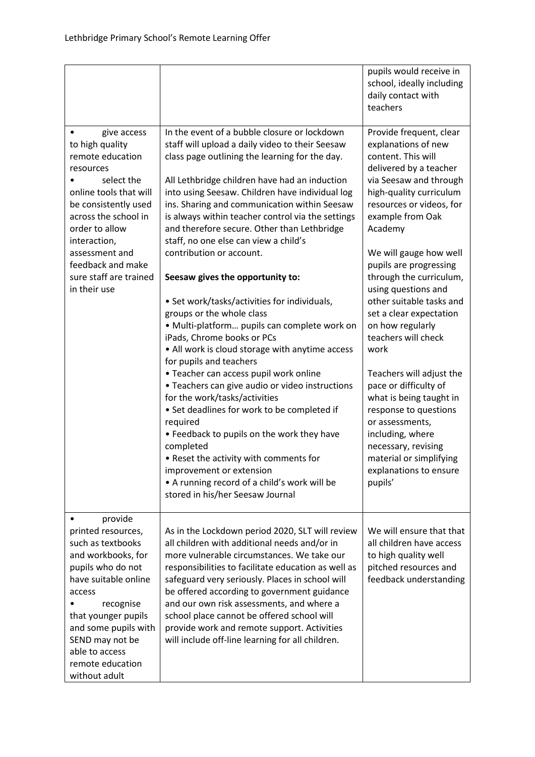| | | |
|---|---|---|
| | | pupils would receive in school, ideally including daily contact with teachers |
| • give access to high quality remote education resources<br>• select the online tools that will be consistently used across the school in order to allow interaction, assessment and feedback and make sure staff are trained in their use | In the event of a bubble closure or lockdown staff will upload a daily video to their Seesaw class page outlining the learning for the day.<br><br>All Lethbridge children have had an induction into using Seesaw. Children have individual log ins. Sharing and communication within Seesaw is always within teacher control via the settings and therefore secure. Other than Lethbridge staff, no one else can view a child's contribution or account.<br><br>**Seesaw gives the opportunity to:**<br><br>• Set work/tasks/activities for individuals, groups or the whole class<br>• Multi-platform… pupils can complete work on iPads, Chrome books or PCs<br>• All work is cloud storage with anytime access for pupils and teachers<br>• Teacher can access pupil work online<br>• Teachers can give audio or video instructions for the work/tasks/activities<br>• Set deadlines for work to be completed if required<br>• Feedback to pupils on the work they have completed<br>• Reset the activity with comments for improvement or extension<br>• A running record of a child's work will be stored in his/her Seesaw Journal | Provide frequent, clear explanations of new content. This will delivered by a teacher via Seesaw and through high-quality curriculum resources or videos, for example from Oak Academy<br><br>We will gauge how well pupils are progressing through the curriculum, using questions and other suitable tasks and set a clear expectation on how regularly teachers will check work<br><br>Teachers will adjust the pace or difficulty of what is being taught in response to questions or assessments, including, where necessary, revising material or simplifying explanations to ensure pupils' |
| • provide printed resources, such as textbooks and workbooks, for pupils who do not have suitable online access<br>• recognise that younger pupils and some pupils with SEND may not be able to access remote education without adult | As in the Lockdown period 2020, SLT will review all children with additional needs and/or in more vulnerable circumstances. We take our responsibilities to facilitate education as well as safeguard very seriously. Places in school will be offered according to government guidance and our own risk assessments, and where a school place cannot be offered school will provide work and remote support. Activities will include off-line learning for all children. | We will ensure that that all children have access to high quality well pitched resources and feedback understanding |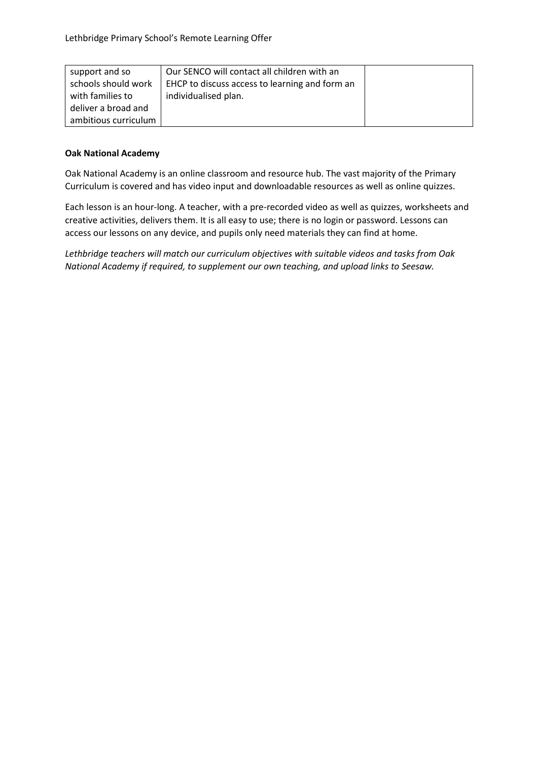| | | |
|---|---|---|
| support and so schools should work with families to deliver a broad and ambitious curriculum | Our SENCO will contact all children with an EHCP to discuss access to learning and form an individualised plan. | |

**Oak National Academy**

Oak National Academy is an online classroom and resource hub. The vast majority of the Primary Curriculum is covered and has video input and downloadable resources as well as online quizzes.

Each lesson is an hour-long. A teacher, with a pre-recorded video as well as quizzes, worksheets and creative activities, delivers them. It is all easy to use; there is no login or password. Lessons can access our lessons on any device, and pupils only need materials they can find at home.

*Lethbridge teachers will match our curriculum objectives with suitable videos and tasks from Oak National Academy if required, to supplement our own teaching, and upload links to Seesaw.*